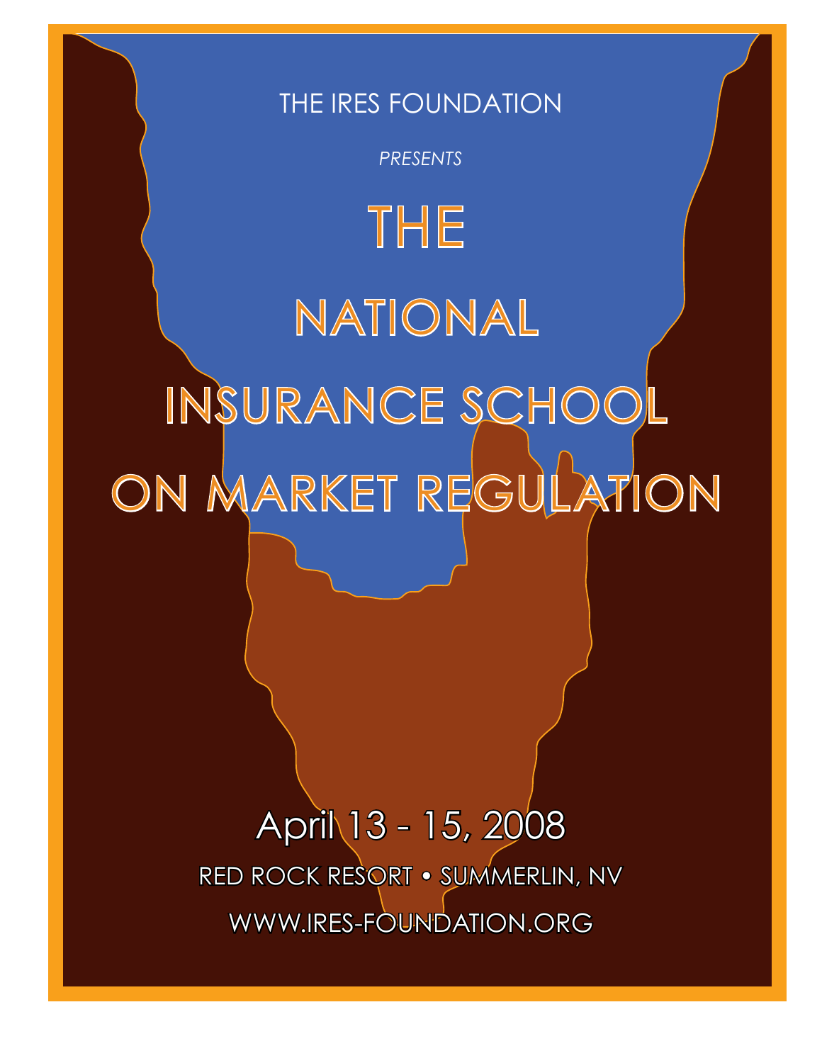THE IRES FOUNDATION

*PRESENTS*

# THE NATIONAL INSURANCE SCHOOL ON MARKET REGULATION

April 13 - 15, 2008

RED ROCK RESORT • SUMMERLIN, NV

WWW.IRES-FOUNDATION.ORG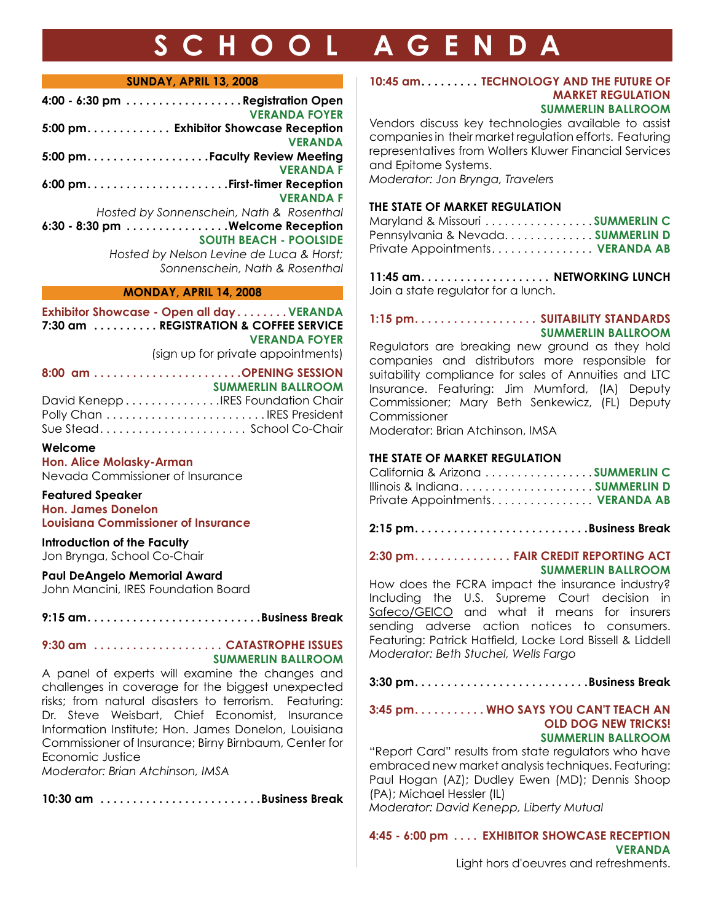# SCHOOL AGENDA

## SUNDAY, APRIL 13, 2008

**4:00 - 6:30 pm . . . . . . . . . . . . . . . . . . Registration Open**
**VERANDA FOYER**

**5:00 pm. . . . . . . . . . . . . Exhibitor Showcase Reception**
**VERANDA**

**5:00 pm. . . . . . . . . . . . . . . . . . Faculty Review Meeting**
**VERANDA F**

**6:00 pm. . . . . . . . . . . . . . . . . . . . . First-timer Reception**
**VERANDA F**

*Hosted by Sonnenschein, Nath & Rosenthal*

**6:30 - 8:30 pm . . . . . . . . . . . . . . . . Welcome Reception**
**SOUTH BEACH - POOLSIDE**

*Hosted by Nelson Levine de Luca & Horst; Sonnenschein, Nath & Rosenthal*

## MONDAY, APRIL 14, 2008

**Exhibitor Showcase - Open all day . . . . . . . . VERANDA**

**7:30 am . . . . . . . . . . REGISTRATION & COFFEE SERVICE**
**VERANDA FOYER**

(sign up for private appointments)

**8:00 am . . . . . . . . . . . . . . . . . . . . . . . OPENING SESSION**
**SUMMERLIN BALLROOM**

David Kenepp . . . . . . . . . . . . . . . IRES Foundation Chair
Polly Chan . . . . . . . . . . . . . . . . . . . . . . . . . IRES President
Sue Stead. . . . . . . . . . . . . . . . . . . . . . . School Co-Chair

**Welcome**
**Hon. Alice Molasky-Arman**
Nevada Commissioner of Insurance

**Featured Speaker**
**Hon. James Donelon**
**Louisiana Commissioner of Insurance**

**Introduction of the Faculty**
Jon Bryngа, School Co-Chair

**Paul DeAngelo Memorial Award**
John Mancini, IRES Foundation Board

**9:15 am. . . . . . . . . . . . . . . . . . . . . . . . . . Business Break**

**9:30 am . . . . . . . . . . . . . . . . . . . . CATASTROPHE ISSUES**
**SUMMERLIN BALLROOM**

A panel of experts will examine the changes and challenges in coverage for the biggest unexpected risks; from natural disasters to terrorism. Featuring: Dr. Steve Weisbart, Chief Economist, Insurance Information Institute; Hon. James Donelon, Louisiana Commissioner of Insurance; Birny Birnbaum, Center for Economic Justice
*Moderator: Brian Atchinson, IMSA*

**10:30 am . . . . . . . . . . . . . . . . . . . . . . . . Business Break**

**10:45 am. . . . . . . . . TECHNOLOGY AND THE FUTURE OF MARKET REGULATION**
**SUMMERLIN BALLROOM**

Vendors discuss key technologies available to assist companies in their market regulation efforts. Featuring representatives from Wolters Kluwer Financial Services and Epitome Systems.
*Moderator: Jon Bryngа, Travelers*

**THE STATE OF MARKET REGULATION**
Maryland & Missouri . . . . . . . . . . . . . . . . . **SUMMERLIN C**
Pennsylvania & Nevada. . . . . . . . . . . . . . **SUMMERLIN D**
Private Appointments. . . . . . . . . . . . . . . . **VERANDA AB**

**11:45 am. . . . . . . . . . . . . . . . . . . . NETWORKING LUNCH**
Join a state regulator for a lunch.

**1:15 pm. . . . . . . . . . . . . . . . . . . SUITABILITY STANDARDS**
**SUMMERLIN BALLROOM**

Regulators are breaking new ground as they hold companies and distributors more responsible for suitability compliance for sales of Annuities and LTC Insurance. Featuring: Jim Mumford, (IA) Deputy Commissioner; Mary Beth Senkewicz, (FL) Deputy Commissioner
Moderator: Brian Atchinson, IMSA

**THE STATE OF MARKET REGULATION**
California & Arizona . . . . . . . . . . . . . . . . . **SUMMERLIN C**
Illinois & Indiana. . . . . . . . . . . . . . . . . . . . . **SUMMERLIN D**
Private Appointments. . . . . . . . . . . . . . . . **VERANDA AB**

**2:15 pm. . . . . . . . . . . . . . . . . . . . . . . . . . Business Break**

**2:30 pm. . . . . . . . . . . . . . . FAIR CREDIT REPORTING ACT**
**SUMMERLIN BALLROOM**

How does the FCRA impact the insurance industry? Including the U.S. Supreme Court decision in Safeco/GEICO and what it means for insurers sending adverse action notices to consumers. Featuring: Patrick Hatfield, Locke Lord Bissell & Liddell
*Moderator: Beth Stuchel, Wells Fargo*

**3:30 pm. . . . . . . . . . . . . . . . . . . . . . . . . . Business Break**

**3:45 pm. . . . . . . . . . . WHO SAYS YOU CAN'T TEACH AN OLD DOG NEW TRICKS!**
**SUMMERLIN BALLROOM**

"Report Card" results from state regulators who have embraced new market analysis techniques. Featuring: Paul Hogan (AZ); Dudley Ewen (MD); Dennis Shoop (PA); Michael Hessler (IL)
*Moderator: David Kenepp, Liberty Mutual*

**4:45 - 6:00 pm . . . . EXHIBITOR SHOWCASE RECEPTION**
**VERANDA**

Light hors d'oeuvres and refreshments.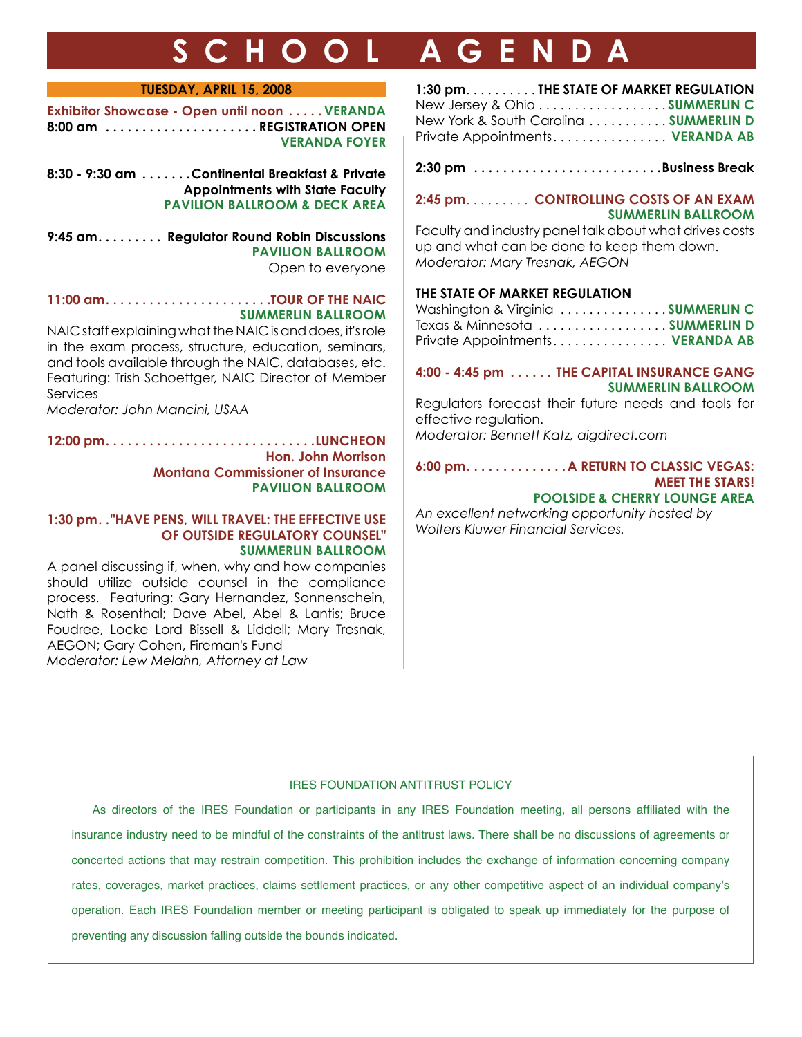# SCHOOL AGENDA

## TUESDAY, APRIL 15, 2008

**Exhibitor Showcase - Open until noon . . . . . VERANDA**

**8:00 am . . . . . . . . . . . . . . . . . . . . . REGISTRATION OPEN**
**VERANDA FOYER**

**8:30 - 9:30 am . . . . . . . Continental Breakfast & Private Appointments with State Faculty**
**PAVILION BALLROOM & DECK AREA**

**9:45 am. . . . . . . . . Regulator Round Robin Discussions**
**PAVILION BALLROOM**
Open to everyone

**11:00 am. . . . . . . . . . . . . . . . . . . . . . .TOUR OF THE NAIC**
**SUMMERLIN BALLROOM**

NAIC staff explaining what the NAIC is and does, it's role in the exam process, structure, education, seminars, and tools available through the NAIC, databases, etc. Featuring: Trish Schoettger, NAIC Director of Member Services

*Moderator: John Mancini, USAA*

**12:00 pm. . . . . . . . . . . . . . . . . . . . . . . . . . . . .LUNCHEON**
**Hon. John Morrison**
**Montana Commissioner of Insurance**
**PAVILION BALLROOM**

**1:30 pm. ."HAVE PENS, WILL TRAVEL: THE EFFECTIVE USE OF OUTSIDE REGULATORY COUNSEL"**
**SUMMERLIN BALLROOM**

A panel discussing if, when, why and how companies should utilize outside counsel in the compliance process. Featuring: Gary Hernandez, Sonnenschein, Nath & Rosenthal; Dave Abel, Abel & Lantis; Bruce Foudree, Locke Lord Bissell & Liddell; Mary Tresnak, AEGON; Gary Cohen, Fireman's Fund

*Moderator: Lew Melahn, Attorney at Law*

**1:30 pm. . . . . . . . . . THE STATE OF MARKET REGULATION**

New Jersey & Ohio . . . . . . . . . . . . . . . . . . **SUMMERLIN C**
New York & South Carolina . . . . . . . . . . . **SUMMERLIN D**
Private Appointments. . . . . . . . . . . . . . . . **VERANDA AB**

**2:30 pm . . . . . . . . . . . . . . . . . . . . . . . . . . Business Break**

**2:45 pm. . . . . . . . . CONTROLLING COSTS OF AN EXAM**
**SUMMERLIN BALLROOM**

Faculty and industry panel talk about what drives costs up and what can be done to keep them down.

*Moderator: Mary Tresnak, AEGON*

**THE STATE OF MARKET REGULATION**

Washington & Virginia . . . . . . . . . . . . . . . **SUMMERLIN C**
Texas & Minnesota . . . . . . . . . . . . . . . . . . **SUMMERLIN D**
Private Appointments. . . . . . . . . . . . . . . . **VERANDA AB**

**4:00 - 4:45 pm . . . . . . THE CAPITAL INSURANCE GANG**
**SUMMERLIN BALLROOM**

Regulators forecast their future needs and tools for effective regulation.

*Moderator: Bennett Katz, aigdirect.com*

**6:00 pm. . . . . . . . . . . . . . A RETURN TO CLASSIC VEGAS: MEET THE STARS!**
**POOLSIDE & CHERRY LOUNGE AREA**

*An excellent networking opportunity hosted by Wolters Kluwer Financial Services.*

---

IRES FOUNDATION ANTITRUST POLICY

As directors of the IRES Foundation or participants in any IRES Foundation meeting, all persons affiliated with the insurance industry need to be mindful of the constraints of the antitrust laws. There shall be no discussions of agreements or concerted actions that may restrain competition. This prohibition includes the exchange of information concerning company rates, coverages, market practices, claims settlement practices, or any other competitive aspect of an individual company's operation. Each IRES Foundation member or meeting participant is obligated to speak up immediately for the purpose of preventing any discussion falling outside the bounds indicated.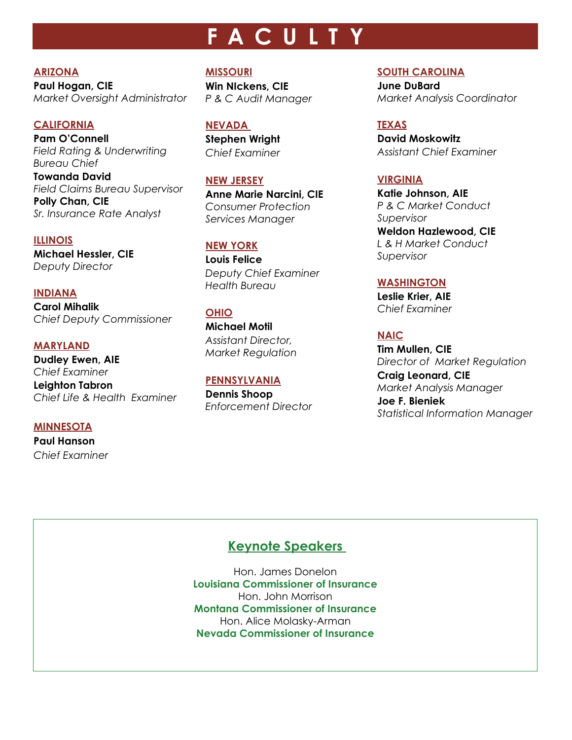# FACULTY

**ARIZONA**

**Paul Hogan, CIE**
*Market Oversight Administrator*

**CALIFORNIA**

**Pam O'Connell**
*Field Rating & Underwriting Bureau Chief*

**Towanda David**
*Field Claims Bureau Supervisor*

**Polly Chan, CIE**
*Sr. Insurance Rate Analyst*

**ILLINOIS**

**Michael Hessler, CIE**
*Deputy Director*

**INDIANA**

**Carol Mihalik**
*Chief Deputy Commissioner*

**MARYLAND**

**Dudley Ewen, AIE**
*Chief Examiner*

**Leighton Tabron**
*Chief Life & Health Examiner*

**MINNESOTA**

**Paul Hanson**
*Chief Examiner*

**MISSOURI**

**Win NIckens, CIE**
*P & C Audit Manager*

**NEVADA**

**Stephen Wright**
*Chief Examiner*

**NEW JERSEY**

**Anne Marie Narcini, CIE**
*Consumer Protection Services Manager*

**NEW YORK**

**Louis Felice**
*Deputy Chief Examiner Health Bureau*

**OHIO**

**Michael Motil**
*Assistant Director, Market Regulation*

**PENNSYLVANIA**

**Dennis Shoop**
*Enforcement Director*

**SOUTH CAROLINA**

**June DuBard**
*Market Analysis Coordinator*

**TEXAS**

**David Moskowitz**
*Assistant Chief Examiner*

**VIRGINIA**

**Katie Johnson, AIE**
*P & C Market Conduct Supervisor*

**Weldon Hazlewood, CIE**
*L & H Market Conduct Supervisor*

**WASHINGTON**

**Leslie Krier, AIE**
*Chief Examiner*

**NAIC**

**Tim Mullen, CIE**
*Director of Market Regulation*

**Craig Leonard, CIE**
*Market Analysis Manager*

**Joe F. Bieniek**
*Statistical Information Manager*

## Keynote Speakers

Hon. James Donelon
**Louisiana Commissioner of Insurance**

Hon. John Morrison
**Montana Commissioner of Insurance**

Hon. Alice Molasky-Arman
**Nevada Commissioner of Insurance**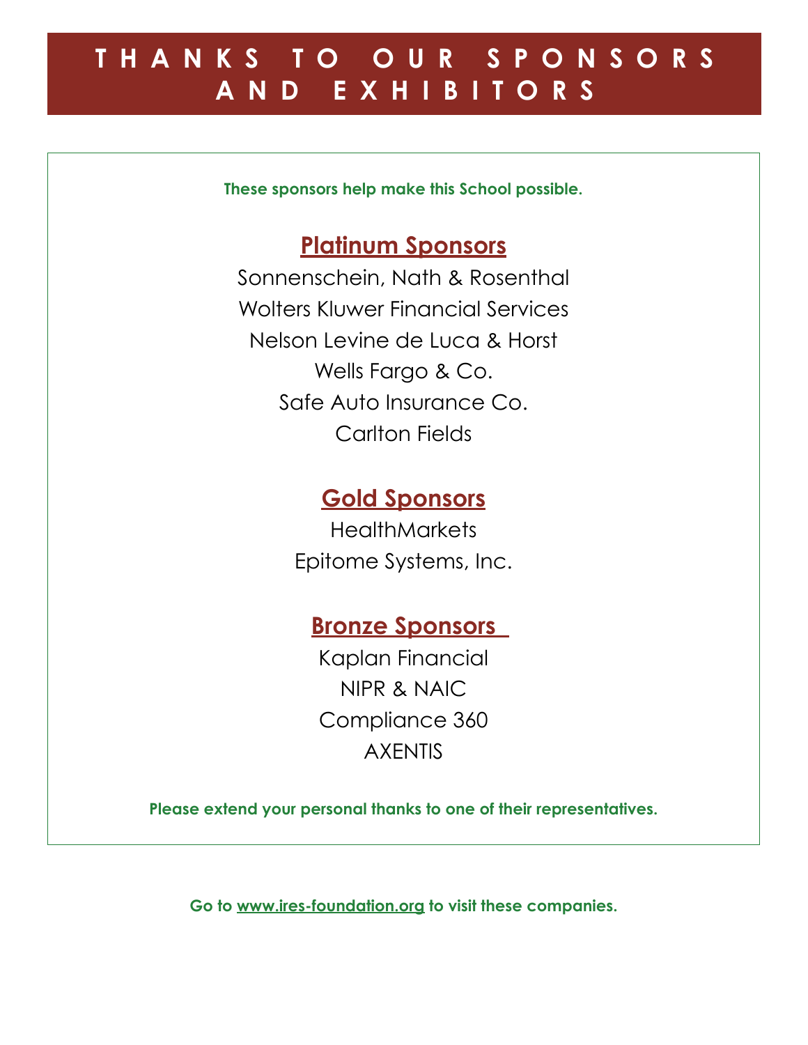# THANKS TO OUR SPONSORS AND EXHIBITORS

**These sponsors help make this School possible.**

## Platinum Sponsors

Sonnenschein, Nath & Rosenthal
Wolters Kluwer Financial Services
Nelson Levine de Luca & Horst
Wells Fargo & Co.
Safe Auto Insurance Co.
Carlton Fields

## Gold Sponsors

HealthMarkets
Epitome Systems, Inc.

## Bronze Sponsors

Kaplan Financial
NIPR & NAIC
Compliance 360
AXENTIS

**Please extend your personal thanks to one of their representatives.**

**Go to www.ires-foundation.org to visit these companies.**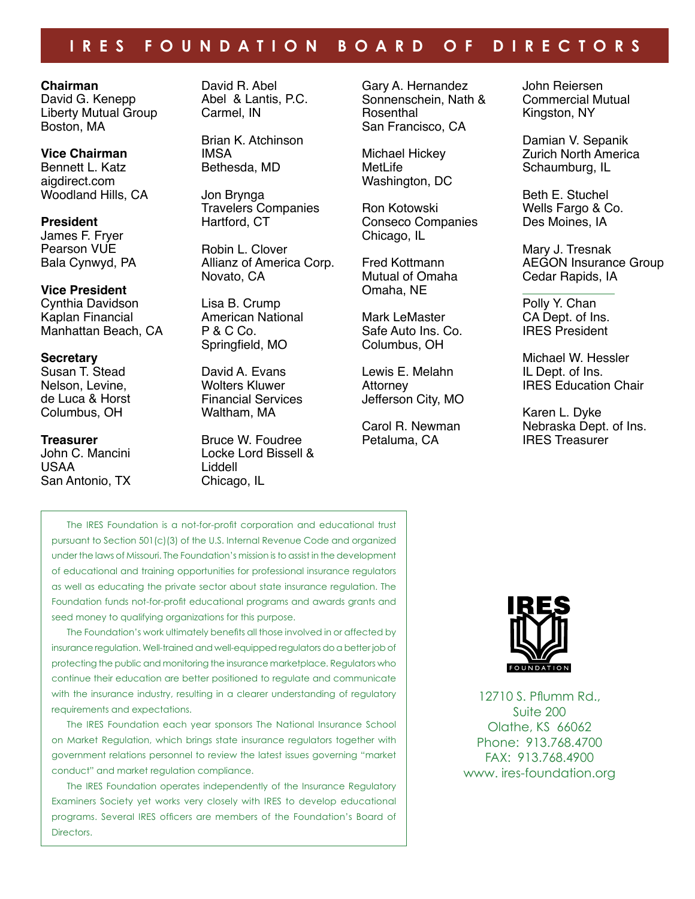# IRES FOUNDATION BOARD OF DIRECTORS

**Chairman**
David G. Kenepp
Liberty Mutual Group
Boston, MA

**Vice Chairman**
Bennett L. Katz
aigdirect.com
Woodland Hills, CA

**President**
James F. Fryer
Pearson VUE
Bala Cynwyd, PA

**Vice President**
Cynthia Davidson
Kaplan Financial
Manhattan Beach, CA

**Secretary**
Susan T. Stead
Nelson, Levine, de Luca & Horst
Columbus, OH

**Treasurer**
John C. Mancini
USAA
San Antonio, TX

David R. Abel
Abel & Lantis, P.C.
Carmel, IN

Brian K. Atchinson
IMSA
Bethesda, MD

Jon Brynga
Travelers Companies
Hartford, CT

Robin L. Clover
Allianz of America Corp.
Novato, CA

Lisa B. Crump
American National P & C Co.
Springfield, MO

David A. Evans
Wolters Kluwer Financial Services
Waltham, MA

Bruce W. Foudree
Locke Lord Bissell & Liddell
Chicago, IL

Gary A. Hernandez
Sonnenschein, Nath & Rosenthal
San Francisco, CA

Michael Hickey
MetLife
Washington, DC

Ron Kotowski
Conseco Companies
Chicago, IL

Fred Kottmann
Mutual of Omaha
Omaha, NE

Mark LeMaster
Safe Auto Ins. Co.
Columbus, OH

Lewis E. Melahn
Attorney
Jefferson City, MO

Carol R. Newman
Petaluma, CA

John Reiersen
Commercial Mutual
Kingston, NY

Damian V. Sepanik
Zurich North America
Schaumburg, IL

Beth E. Stuchel
Wells Fargo & Co.
Des Moines, IA

Mary J. Tresnak
AEGON Insurance Group
Cedar Rapids, IA

---

Polly Y. Chan
CA Dept. of Ins.
IRES President

Michael W. Hessler
IL Dept. of Ins.
IRES Education Chair

Karen L. Dyke
Nebraska Dept. of Ins.
IRES Treasurer

The IRES Foundation is a not-for-profit corporation and educational trust pursuant to Section 501(c)(3) of the U.S. Internal Revenue Code and organized under the laws of Missouri. The Foundation's mission is to assist in the development of educational and training opportunities for professional insurance regulators as well as educating the private sector about state insurance regulation. The Foundation funds not-for-profit educational programs and awards grants and seed money to qualifying organizations for this purpose.

The Foundation's work ultimately benefits all those involved in or affected by insurance regulation. Well-trained and well-equipped regulators do a better job of protecting the public and monitoring the insurance marketplace. Regulators who continue their education are better positioned to regulate and communicate with the insurance industry, resulting in a clearer understanding of regulatory requirements and expectations.

The IRES Foundation each year sponsors The National Insurance School on Market Regulation, which brings state insurance regulators together with government relations personnel to review the latest issues governing "market conduct" and market regulation compliance.

The IRES Foundation operates independently of the Insurance Regulatory Examiners Society yet works very closely with IRES to develop educational programs. Several IRES officers are members of the Foundation's Board of Directors.

IRES FOUNDATION

12710 S. Pflumm Rd., Suite 200
Olathe, KS 66062
Phone: 913.768.4700
FAX: 913.768.4900
www. ires-foundation.org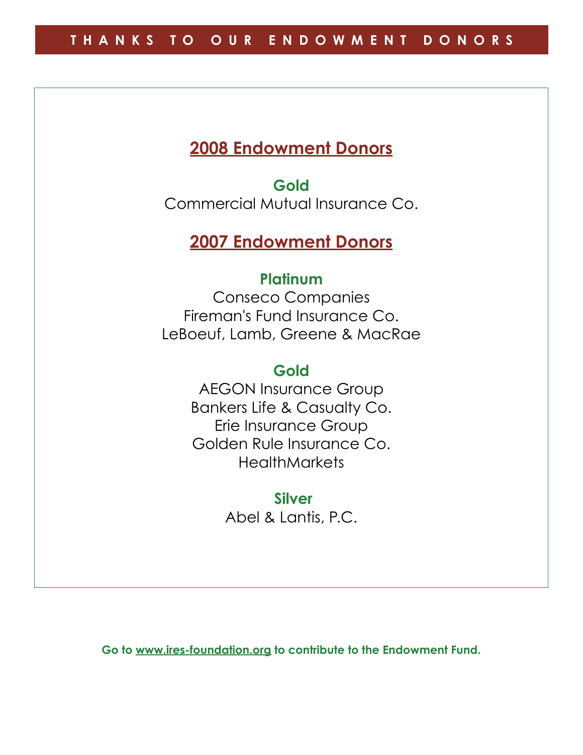# THANKS TO OUR ENDOWMENT DONORS

## 2008 Endowment Donors

**Gold**

Commercial Mutual Insurance Co.

## 2007 Endowment Donors

**Platinum**

Conseco Companies
Fireman's Fund Insurance Co.
LeBoeuf, Lamb, Greene & MacRae

**Gold**

AEGON Insurance Group
Bankers Life & Casualty Co.
Erie Insurance Group
Golden Rule Insurance Co.
HealthMarkets

**Silver**

Abel & Lantis, P.C.

**Go to www.ires-foundation.org to contribute to the Endowment Fund.**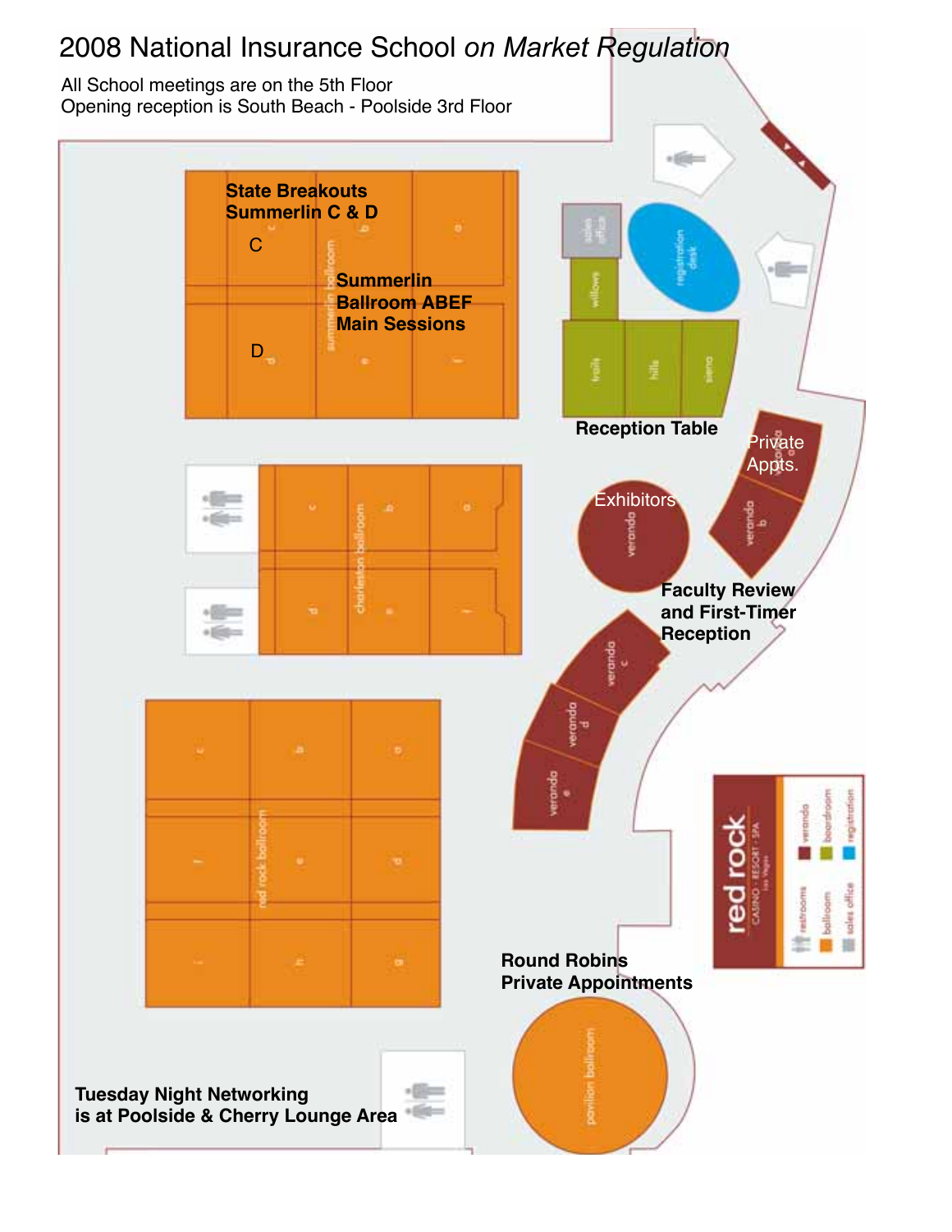# 2008 National Insurance School *on Market Regulation*

All School meetings are on the 5th Floor
Opening reception is South Beach - Poolside 3rd Floor

**State Breakouts Summerlin C & D**

C

D

**Summerlin Ballroom ABEF Main Sessions**

**Reception Table**

Private Appts.

Exhibitors

**Faculty Review and First-Timer Reception**

**Round Robins Private Appointments**

**Tuesday Night Networking is at Poolside & Cherry Lounge Area**